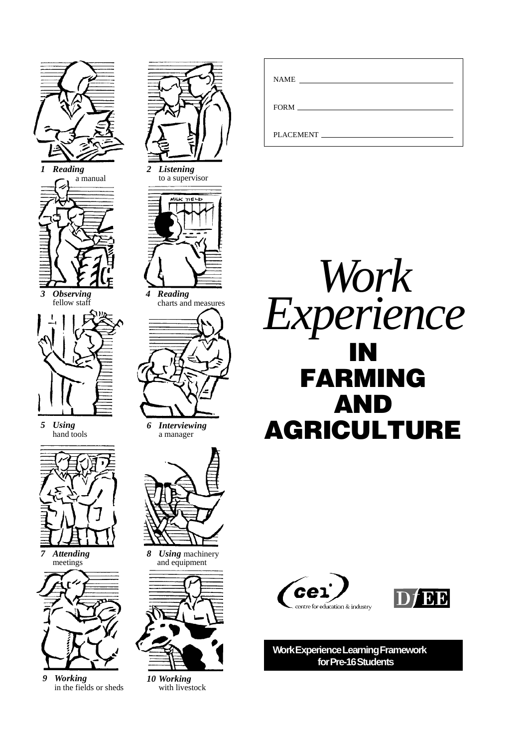NAME ______________________________

FORM ______________________________

PLACEMENT ______________________________

# *Work Experience* IN FARMING AND AGRICULTURE

*1 Reading* a manual

*2 Listening* to a supervisor

*3 Observing* fellow staff

*4 Reading* charts and measures

*5 Using* hand tools

*6 Interviewing* a manager

*7 Attending* meetings

*8 Using* machinery and equipment

*9 Working* in the fields or sheds

*10 Working* with livestock

cei centre for education & industry

DfEE

**Work Experience Learning Framework for Pre-16 Students**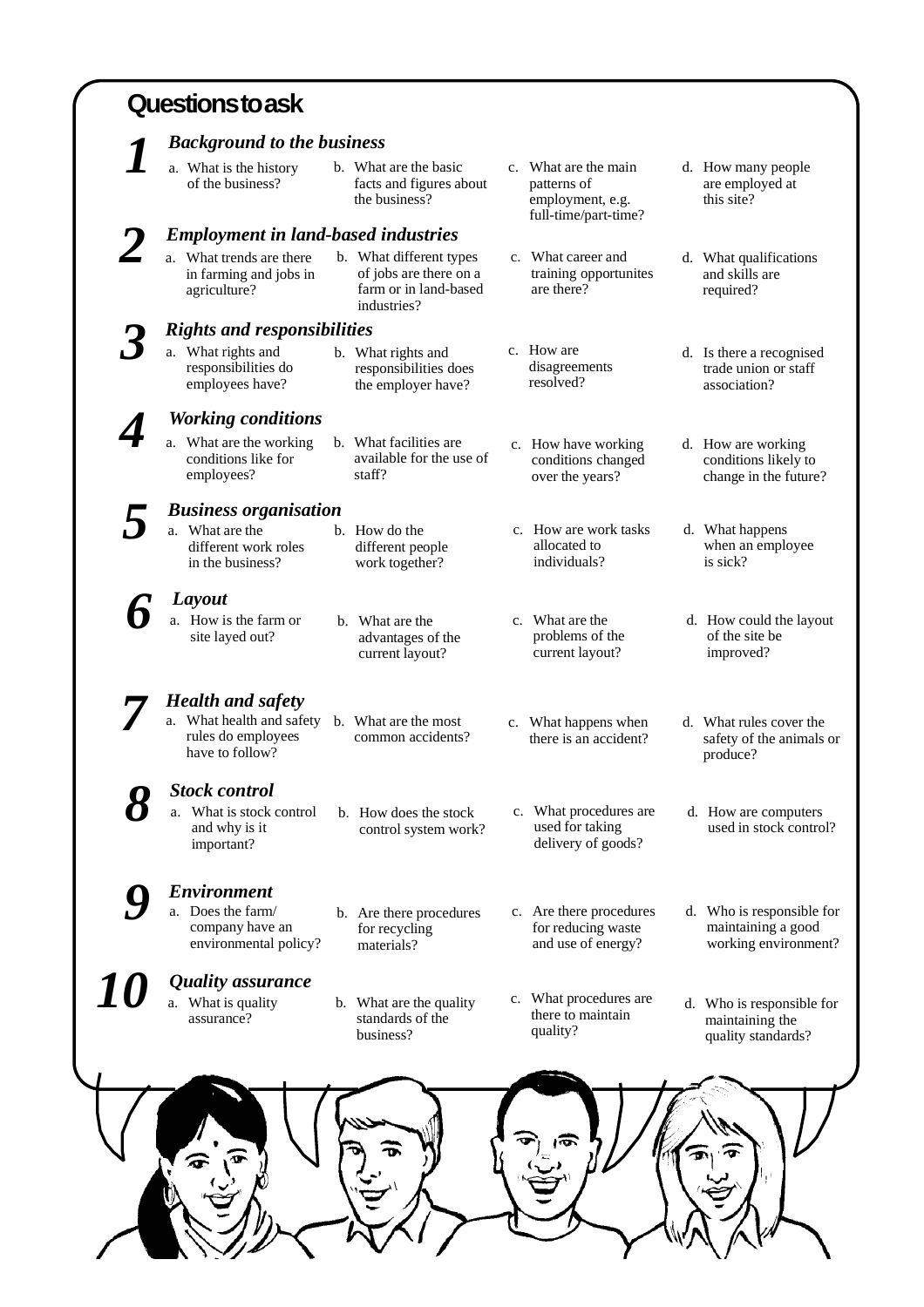## Questions to ask

### 1 *Background to the business*

a. What is the history of the business?

b. What are the basic facts and figures about the business?

c. What are the main patterns of employment, e.g. full-time/part-time?

d. How many people are employed at this site?

### 2 *Employment in land-based industries*

a. What trends are there in farming and jobs in agriculture?

b. What different types of jobs are there on a farm or in land-based industries?

c. What career and training opportunites are there?

d. What qualifications and skills are required?

### 3 *Rights and responsibilities*

a. What rights and responsibilities do employees have?

b. What rights and responsibilities does the employer have?

c. How are disagreements resolved?

d. Is there a recognised trade union or staff association?

### 4 *Working conditions*

a. What are the working conditions like for employees?

b. What facilities are available for the use of staff?

c. How have working conditions changed over the years?

d. How are working conditions likely to change in the future?

### 5 *Business organisation*

a. What are the different work roles in the business?

b. How do the different people work together?

c. How are work tasks allocated to individuals?

d. What happens when an employee is sick?

### 6 *Layout*

a. How is the farm or site layed out?

b. What are the advantages of the current layout?

c. What are the problems of the current layout?

d. How could the layout of the site be improved?

### 7 *Health and safety*

a. What health and safety rules do employees have to follow?

b. What are the most common accidents?

c. What happens when there is an accident?

d. What rules cover the safety of the animals or produce?

### 8 *Stock control*

a. What is stock control and why is it important?

b. How does the stock control system work?

c. What procedures are used for taking delivery of goods?

d. How are computers used in stock control?

### 9 *Environment*

a. Does the farm/company have an environmental policy?

b. Are there procedures for recycling materials?

c. Are there procedures for reducing waste and use of energy?

d. Who is responsible for maintaining a good working environment?

### 10 *Quality assurance*

a. What is quality assurance?

b. What are the quality standards of the business?

c. What procedures are there to maintain quality?

d. Who is responsible for maintaining the quality standards?